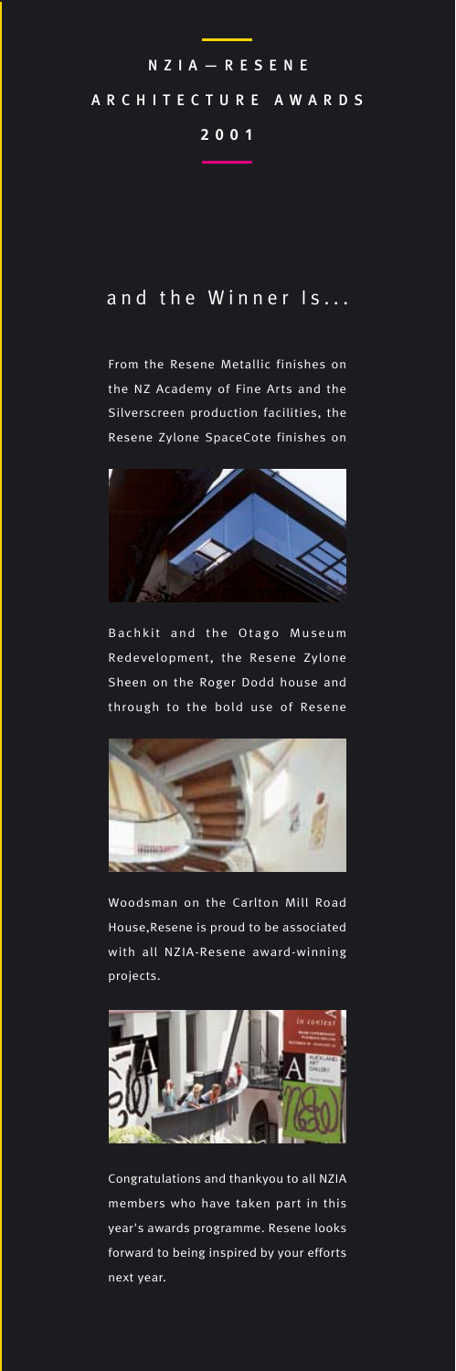# NZIA — RESENE ARCHITECTURE AWARDS 2001

## and the Winner Is...

From the Resene Metallic finishes on the NZ Academy of Fine Arts and the Silverscreen production facilities, the Resene Zylone SpaceCote finishes on Bachkit and the Otago Museum Redevelopment, the Resene Zylone Sheen on the Roger Dodd house and through to the bold use of Resene Woodsman on the Carlton Mill Road House,Resene is proud to be associated with all NZIA-Resene award-winning projects.

Congratulations and thankyou to all NZIA members who have taken part in this year's awards programme. Resene looks forward to being inspired by your efforts next year.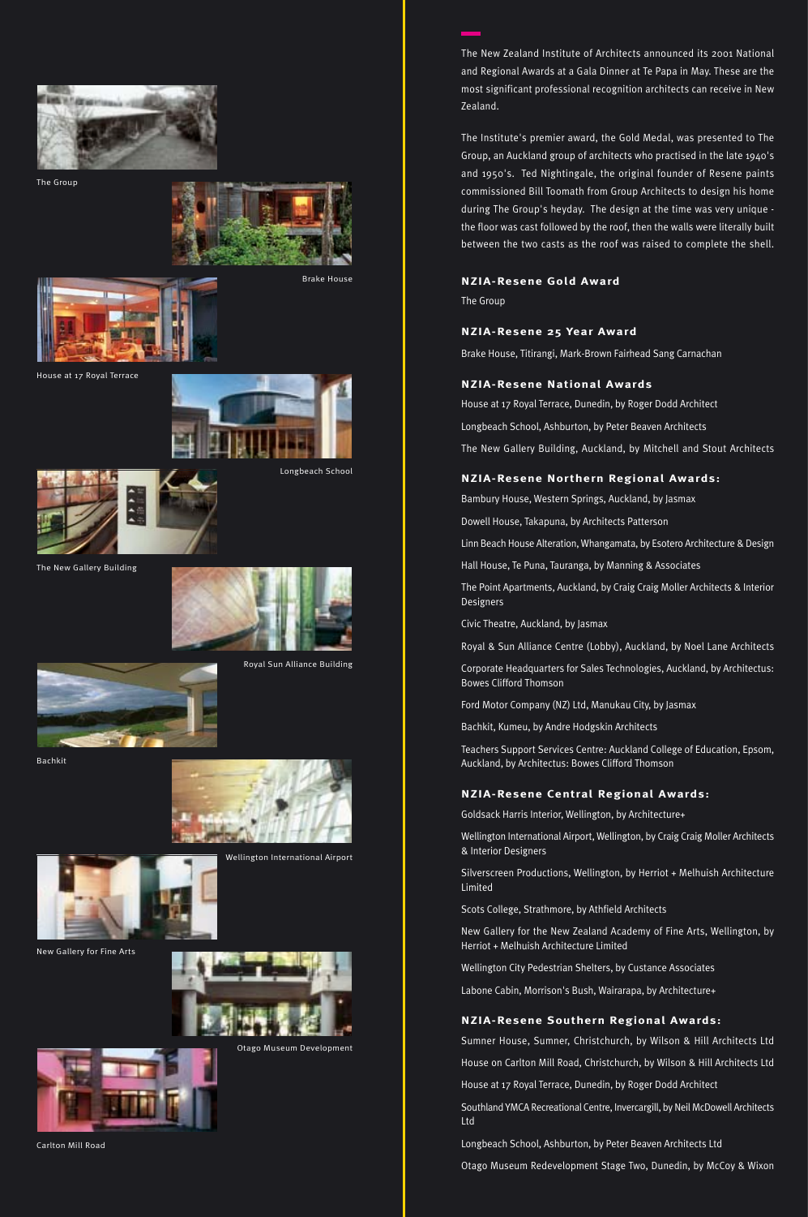The Group

Brake House

House at 17 Royal Terrace

Longbeach School

The New Gallery Building

Royal Sun Alliance Building

Bachkit

Wellington International Airport

New Gallery for Fine Arts

Otago Museum Development

Carlton Mill Road

The New Zealand Institute of Architects announced its 2001 National and Regional Awards at a Gala Dinner at Te Papa in May. These are the most significant professional recognition architects can receive in New Zealand.

The Institute's premier award, the Gold Medal, was presented to The Group, an Auckland group of architects who practised in the late 1940's and 1950's. Ted Nightingale, the original founder of Resene paints commissioned Bill Toomath from Group Architects to design his home during The Group's heyday. The design at the time was very unique - the floor was cast followed by the roof, then the walls were literally built between the two casts as the roof was raised to complete the shell.

## NZIA-Resene Gold Award

The Group

## NZIA-Resene 25 Year Award

Brake House, Titirangi, Mark-Brown Fairhead Sang Carnachan

## NZIA-Resene National Awards

House at 17 Royal Terrace, Dunedin, by Roger Dodd Architect

Longbeach School, Ashburton, by Peter Beaven Architects

The New Gallery Building, Auckland, by Mitchell and Stout Architects

## NZIA-Resene Northern Regional Awards:

Bambury House, Western Springs, Auckland, by Jasmax

Dowell House, Takapuna, by Architects Patterson

Linn Beach House Alteration, Whangamata, by Esotero Architecture & Design

Hall House, Te Puna, Tauranga, by Manning & Associates

The Point Apartments, Auckland, by Craig Craig Moller Architects & Interior Designers

Civic Theatre, Auckland, by Jasmax

Royal & Sun Alliance Centre (Lobby), Auckland, by Noel Lane Architects

Corporate Headquarters for Sales Technologies, Auckland, by Architectus: Bowes Clifford Thomson

Ford Motor Company (NZ) Ltd, Manukau City, by Jasmax

Bachkit, Kumeu, by Andre Hodgskin Architects

Teachers Support Services Centre: Auckland College of Education, Epsom, Auckland, by Architectus: Bowes Clifford Thomson

## NZIA-Resene Central Regional Awards:

Goldsack Harris Interior, Wellington, by Architecture+

Wellington International Airport, Wellington, by Craig Craig Moller Architects & Interior Designers

Silverscreen Productions, Wellington, by Herriot + Melhuish Architecture Limited

Scots College, Strathmore, by Athfield Architects

New Gallery for the New Zealand Academy of Fine Arts, Wellington, by Herriot + Melhuish Architecture Limited

Wellington City Pedestrian Shelters, by Custance Associates

Labone Cabin, Morrison's Bush, Wairarapa, by Architecture+

## NZIA-Resene Southern Regional Awards:

Sumner House, Sumner, Christchurch, by Wilson & Hill Architects Ltd

House on Carlton Mill Road, Christchurch, by Wilson & Hill Architects Ltd

House at 17 Royal Terrace, Dunedin, by Roger Dodd Architect

Southland YMCA Recreational Centre, Invercargill, by Neil McDowell Architects Ltd

Longbeach School, Ashburton, by Peter Beaven Architects Ltd

Otago Museum Redevelopment Stage Two, Dunedin, by McCoy & Wixon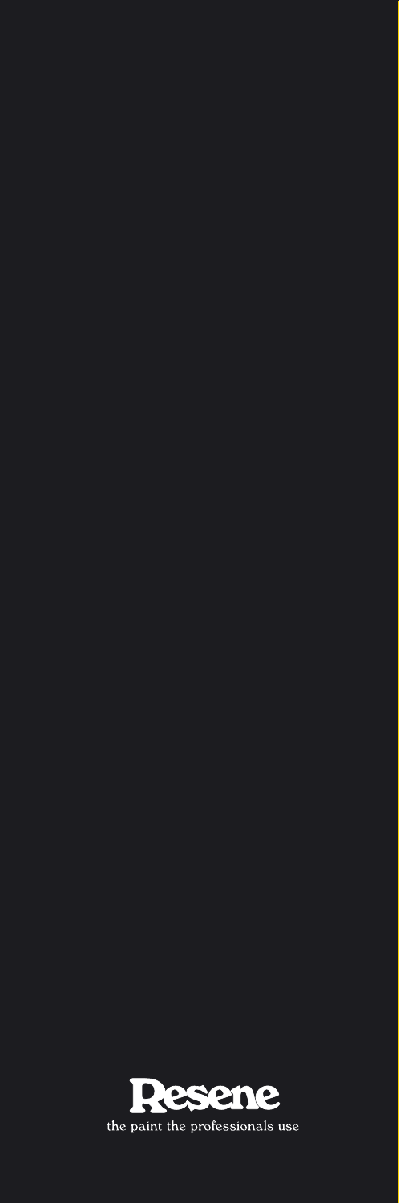Resene

the paint the professionals use